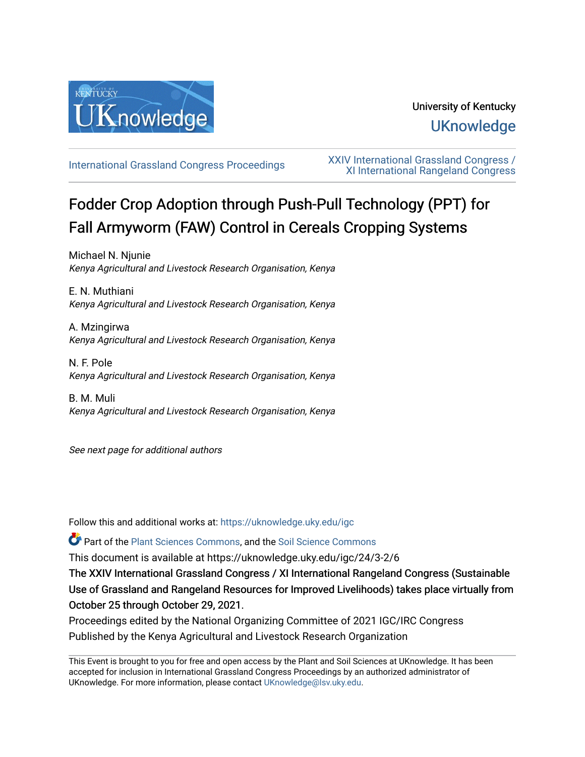University of Kentucky

UKnowledge

International Grassland Congress Proceedings

XXIV International Grassland Congress / XI International Rangeland Congress

# Fodder Crop Adoption through Push-Pull Technology (PPT) for Fall Armyworm (FAW) Control in Cereals Cropping Systems

Michael N. Njunie
*Kenya Agricultural and Livestock Research Organisation, Kenya*

E. N. Muthiani
*Kenya Agricultural and Livestock Research Organisation, Kenya*

A. Mzingirwa
*Kenya Agricultural and Livestock Research Organisation, Kenya*

N. F. Pole
*Kenya Agricultural and Livestock Research Organisation, Kenya*

B. M. Muli
*Kenya Agricultural and Livestock Research Organisation, Kenya*

*See next page for additional authors*

Follow this and additional works at: https://uknowledge.uky.edu/igc

Part of the Plant Sciences Commons, and the Soil Science Commons

This document is available at https://uknowledge.uky.edu/igc/24/3-2/6

The XXIV International Grassland Congress / XI International Rangeland Congress (Sustainable Use of Grassland and Rangeland Resources for Improved Livelihoods) takes place virtually from October 25 through October 29, 2021.

Proceedings edited by the National Organizing Committee of 2021 IGC/IRC Congress
Published by the Kenya Agricultural and Livestock Research Organization

This Event is brought to you for free and open access by the Plant and Soil Sciences at UKnowledge. It has been accepted for inclusion in International Grassland Congress Proceedings by an authorized administrator of UKnowledge. For more information, please contact UKnowledge@lsv.uky.edu.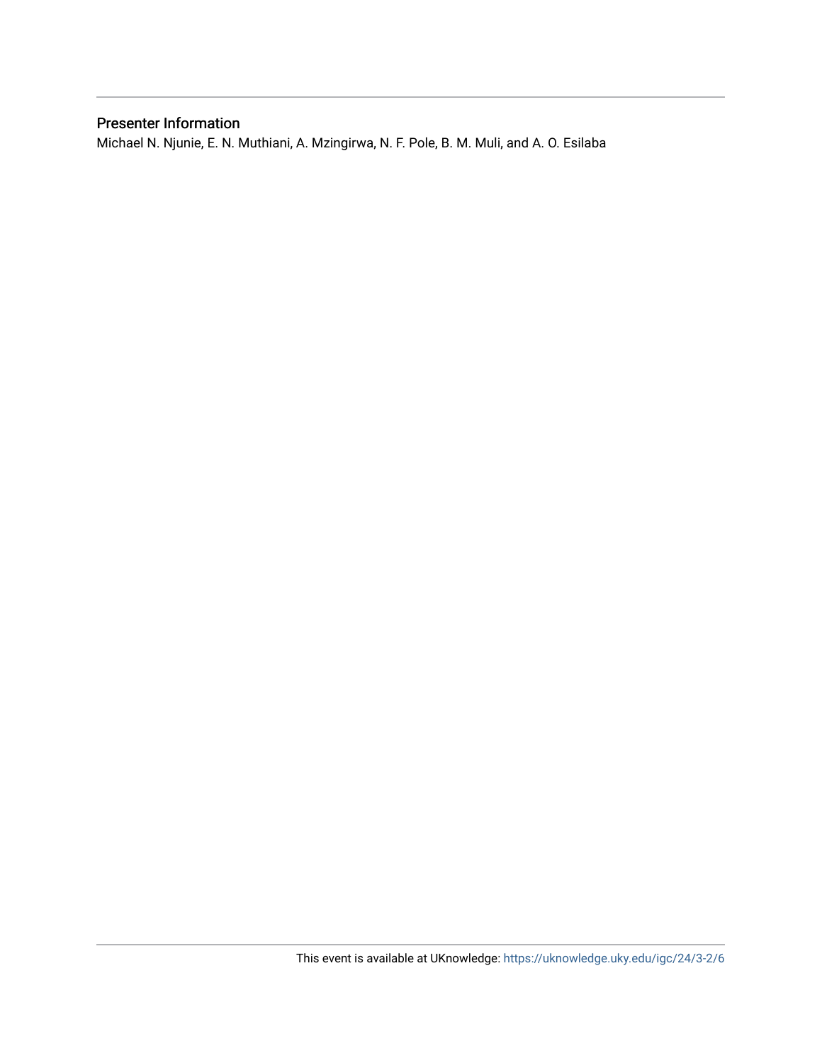## Presenter Information

Michael N. Njunie, E. N. Muthiani, A. Mzingirwa, N. F. Pole, B. M. Muli, and A. O. Esilaba

This event is available at UKnowledge: https://uknowledge.uky.edu/igc/24/3-2/6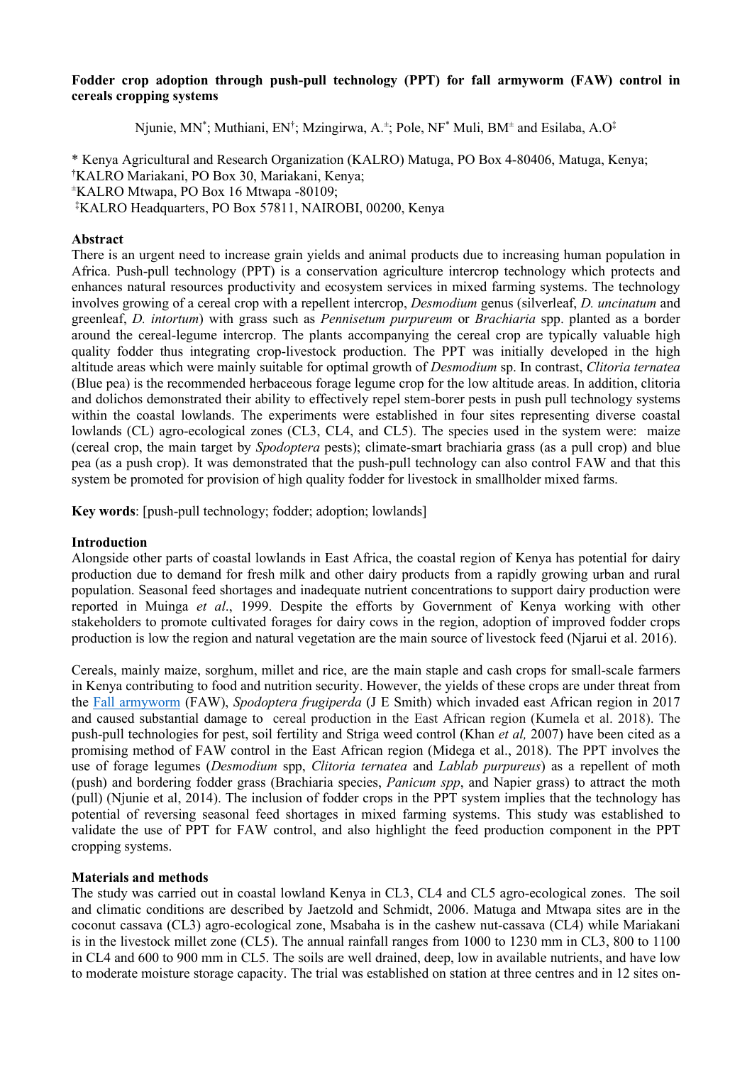**Fodder crop adoption through push-pull technology (PPT) for fall armyworm (FAW) control in cereals cropping systems**

Njunie, MN*; Muthiani, EN†; Mzingirwa, A.±; Pole, NF* Muli, BM± and Esilaba, A.O‡

\* Kenya Agricultural and Research Organization (KALRO) Matuga, PO Box 4-80406, Matuga, Kenya;
†KALRO Mariakani, PO Box 30, Mariakani, Kenya;
±KALRO Mtwapa, PO Box 16 Mtwapa -80109;
‡KALRO Headquarters, PO Box 57811, NAIROBI, 00200, Kenya

**Abstract**

There is an urgent need to increase grain yields and animal products due to increasing human population in Africa. Push-pull technology (PPT) is a conservation agriculture intercrop technology which protects and enhances natural resources productivity and ecosystem services in mixed farming systems. The technology involves growing of a cereal crop with a repellent intercrop, *Desmodium* genus (silverleaf, *D. uncinatum* and greenleaf, *D. intortum*) with grass such as *Pennisetum purpureum* or *Brachiaria* spp. planted as a border around the cereal-legume intercrop. The plants accompanying the cereal crop are typically valuable high quality fodder thus integrating crop-livestock production. The PPT was initially developed in the high altitude areas which were mainly suitable for optimal growth of *Desmodium* sp. In contrast, *Clitoria ternatea* (Blue pea) is the recommended herbaceous forage legume crop for the low altitude areas. In addition, clitoria and dolichos demonstrated their ability to effectively repel stem-borer pests in push pull technology systems within the coastal lowlands. The experiments were established in four sites representing diverse coastal lowlands (CL) agro-ecological zones (CL3, CL4, and CL5). The species used in the system were: maize (cereal crop, the main target by *Spodoptera* pests); climate-smart brachiaria grass (as a pull crop) and blue pea (as a push crop). It was demonstrated that the push-pull technology can also control FAW and that this system be promoted for provision of high quality fodder for livestock in smallholder mixed farms.

**Key words**: [push-pull technology; fodder; adoption; lowlands]

**Introduction**

Alongside other parts of coastal lowlands in East Africa, the coastal region of Kenya has potential for dairy production due to demand for fresh milk and other dairy products from a rapidly growing urban and rural population. Seasonal feed shortages and inadequate nutrient concentrations to support dairy production were reported in Muinga *et al*., 1999. Despite the efforts by Government of Kenya working with other stakeholders to promote cultivated forages for dairy cows in the region, adoption of improved fodder crops production is low the region and natural vegetation are the main source of livestock feed (Njarui et al. 2016).

Cereals, mainly maize, sorghum, millet and rice, are the main staple and cash crops for small-scale farmers in Kenya contributing to food and nutrition security. However, the yields of these crops are under threat from the Fall armyworm (FAW), *Spodoptera frugiperda* (J E Smith) which invaded east African region in 2017 and caused substantial damage to cereal production in the East African region (Kumela et al. 2018). The push-pull technologies for pest, soil fertility and Striga weed control (Khan *et al,* 2007) have been cited as a promising method of FAW control in the East African region (Midega et al., 2018). The PPT involves the use of forage legumes (*Desmodium* spp, *Clitoria ternatea* and *Lablab purpureus*) as a repellent of moth (push) and bordering fodder grass (Brachiaria species, *Panicum spp*, and Napier grass) to attract the moth (pull) (Njunie et al, 2014). The inclusion of fodder crops in the PPT system implies that the technology has potential of reversing seasonal feed shortages in mixed farming systems. This study was established to validate the use of PPT for FAW control, and also highlight the feed production component in the PPT cropping systems.

**Materials and methods**

The study was carried out in coastal lowland Kenya in CL3, CL4 and CL5 agro-ecological zones. The soil and climatic conditions are described by Jaetzold and Schmidt, 2006. Matuga and Mtwapa sites are in the coconut cassava (CL3) agro-ecological zone, Msabaha is in the cashew nut-cassava (CL4) while Mariakani is in the livestock millet zone (CL5). The annual rainfall ranges from 1000 to 1230 mm in CL3, 800 to 1100 in CL4 and 600 to 900 mm in CL5. The soils are well drained, deep, low in available nutrients, and have low to moderate moisture storage capacity. The trial was established on station at three centres and in 12 sites on-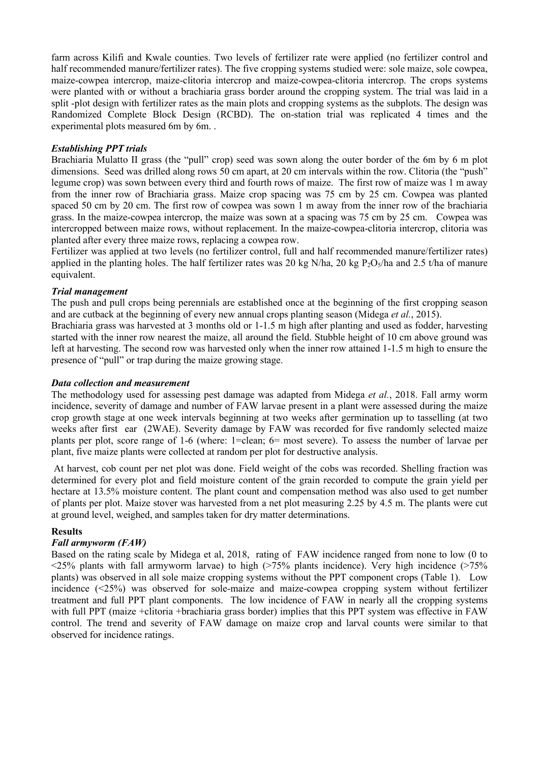farm across Kilifi and Kwale counties. Two levels of fertilizer rate were applied (no fertilizer control and half recommended manure/fertilizer rates). The five cropping systems studied were: sole maize, sole cowpea, maize-cowpea intercrop, maize-clitoria intercrop and maize-cowpea-clitoria intercrop. The crops systems were planted with or without a brachiaria grass border around the cropping system. The trial was laid in a split -plot design with fertilizer rates as the main plots and cropping systems as the subplots. The design was Randomized Complete Block Design (RCBD). The on-station trial was replicated 4 times and the experimental plots measured 6m by 6m. .

***Establishing PPT trials***

Brachiaria Mulatto II grass (the "pull" crop) seed was sown along the outer border of the 6m by 6 m plot dimensions. Seed was drilled along rows 50 cm apart, at 20 cm intervals within the row. Clitoria (the "push" legume crop) was sown between every third and fourth rows of maize. The first row of maize was 1 m away from the inner row of Brachiaria grass. Maize crop spacing was 75 cm by 25 cm. Cowpea was planted spaced 50 cm by 20 cm. The first row of cowpea was sown 1 m away from the inner row of the brachiaria grass. In the maize-cowpea intercrop, the maize was sown at a spacing was 75 cm by 25 cm. Cowpea was intercropped between maize rows, without replacement. In the maize-cowpea-clitoria intercrop, clitoria was planted after every three maize rows, replacing a cowpea row.

Fertilizer was applied at two levels (no fertilizer control, full and half recommended manure/fertilizer rates) applied in the planting holes. The half fertilizer rates was 20 kg N/ha, 20 kg $P_2O_5$/ha and 2.5 t/ha of manure equivalent.

***Trial management***

The push and pull crops being perennials are established once at the beginning of the first cropping season and are cutback at the beginning of every new annual crops planting season (Midega *et al.*, 2015).

Brachiaria grass was harvested at 3 months old or 1-1.5 m high after planting and used as fodder, harvesting started with the inner row nearest the maize, all around the field. Stubble height of 10 cm above ground was left at harvesting. The second row was harvested only when the inner row attained 1-1.5 m high to ensure the presence of "pull" or trap during the maize growing stage.

***Data collection and measurement***

The methodology used for assessing pest damage was adapted from Midega *et al.*, 2018. Fall army worm incidence, severity of damage and number of FAW larvae present in a plant were assessed during the maize crop growth stage at one week intervals beginning at two weeks after germination up to tasselling (at two weeks after first ear (2WAE). Severity damage by FAW was recorded for five randomly selected maize plants per plot, score range of 1-6 (where: 1=clean; 6= most severe). To assess the number of larvae per plant, five maize plants were collected at random per plot for destructive analysis.

At harvest, cob count per net plot was done. Field weight of the cobs was recorded. Shelling fraction was determined for every plot and field moisture content of the grain recorded to compute the grain yield per hectare at 13.5% moisture content. The plant count and compensation method was also used to get number of plants per plot. Maize stover was harvested from a net plot measuring 2.25 by 4.5 m. The plants were cut at ground level, weighed, and samples taken for dry matter determinations.

## Results

***Fall armyworm (FAW)***

Based on the rating scale by Midega et al, 2018, rating of FAW incidence ranged from none to low (0 to <25% plants with fall armyworm larvae) to high (>75% plants incidence). Very high incidence (>75% plants) was observed in all sole maize cropping systems without the PPT component crops (Table 1). Low incidence (<25%) was observed for sole-maize and maize-cowpea cropping system without fertilizer treatment and full PPT plant components. The low incidence of FAW in nearly all the cropping systems with full PPT (maize +clitoria +brachiaria grass border) implies that this PPT system was effective in FAW control. The trend and severity of FAW damage on maize crop and larval counts were similar to that observed for incidence ratings.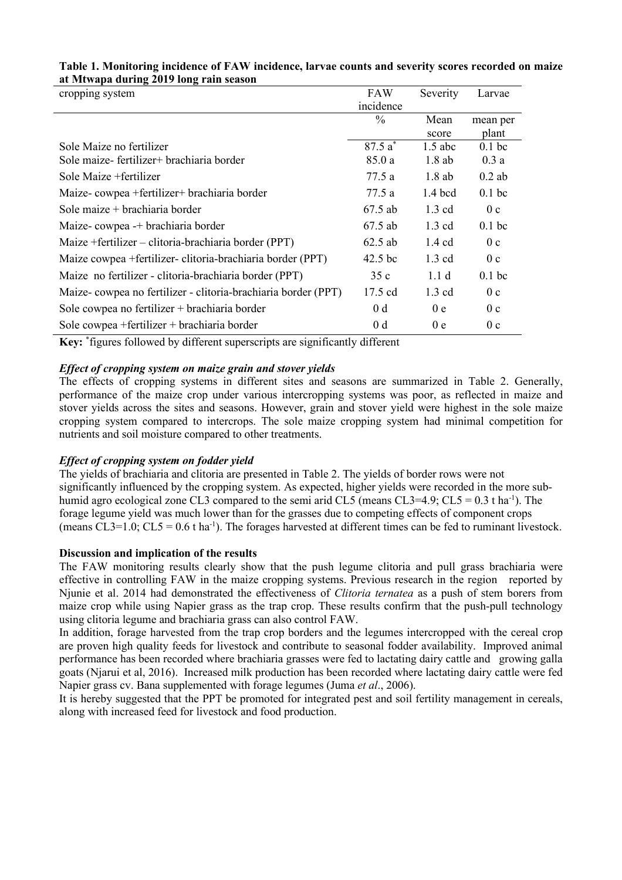**Table 1. Monitoring incidence of FAW incidence, larvae counts and severity scores recorded on maize at Mtwapa during 2019 long rain season**

| cropping system | FAW incidence | Severity | Larvae |
|---|---|---|---|
| | % | Mean score | mean per plant |
| Sole Maize no fertilizer | 87.5 a* | 1.5 abc | 0.1 bc |
| Sole maize- fertilizer+ brachiaria border | 85.0 a | 1.8 ab | 0.3 a |
| Sole Maize +fertilizer | 77.5 a | 1.8 ab | 0.2 ab |
| Maize- cowpea +fertilizer+ brachiaria border | 77.5 a | 1.4 bcd | 0.1 bc |
| Sole maize + brachiaria border | 67.5 ab | 1.3 cd | 0 c |
| Maize- cowpea -+ brachiaria border | 67.5 ab | 1.3 cd | 0.1 bc |
| Maize +fertilizer – clitoria-brachiaria border (PPT) | 62.5 ab | 1.4 cd | 0 c |
| Maize cowpea +fertilizer- clitoria-brachiaria border (PPT) | 42.5 bc | 1.3 cd | 0 c |
| Maize no fertilizer - clitoria-brachiaria border (PPT) | 35 c | 1.1 d | 0.1 bc |
| Maize- cowpea no fertilizer - clitoria-brachiaria border (PPT) | 17.5 cd | 1.3 cd | 0 c |
| Sole cowpea no fertilizer + brachiaria border | 0 d | 0 e | 0 c |
| Sole cowpea +fertilizer + brachiaria border | 0 d | 0 e | 0 c |

**Key:** *figures followed by different superscripts are significantly different

### *Effect of cropping system on maize grain and stover yields*

The effects of cropping systems in different sites and seasons are summarized in Table 2. Generally, performance of the maize crop under various intercropping systems was poor, as reflected in maize and stover yields across the sites and seasons. However, grain and stover yield were highest in the sole maize cropping system compared to intercrops. The sole maize cropping system had minimal competition for nutrients and soil moisture compared to other treatments.

### *Effect of cropping system on fodder yield*

The yields of brachiaria and clitoria are presented in Table 2. The yields of border rows were not significantly influenced by the cropping system. As expected, higher yields were recorded in the more sub-humid agro ecological zone CL3 compared to the semi arid CL5 (means CL3=4.9; CL5 = 0.3 t ha$^{-1}$). The forage legume yield was much lower than for the grasses due to competing effects of component crops (means CL3=1.0; CL5 = 0.6 t ha$^{-1}$). The forages harvested at different times can be fed to ruminant livestock.

## Discussion and implication of the results

The FAW monitoring results clearly show that the push legume clitoria and pull grass brachiaria were effective in controlling FAW in the maize cropping systems. Previous research in the region reported by Njunie et al. 2014 had demonstrated the effectiveness of *Clitoria ternatea* as a push of stem borers from maize crop while using Napier grass as the trap crop. These results confirm that the push-pull technology using clitoria legume and brachiaria grass can also control FAW.

In addition, forage harvested from the trap crop borders and the legumes intercropped with the cereal crop are proven high quality feeds for livestock and contribute to seasonal fodder availability. Improved animal performance has been recorded where brachiaria grasses were fed to lactating dairy cattle and growing galla goats (Njarui et al, 2016). Increased milk production has been recorded where lactating dairy cattle were fed Napier grass cv. Bana supplemented with forage legumes (Juma *et al*., 2006).

It is hereby suggested that the PPT be promoted for integrated pest and soil fertility management in cereals, along with increased feed for livestock and food production.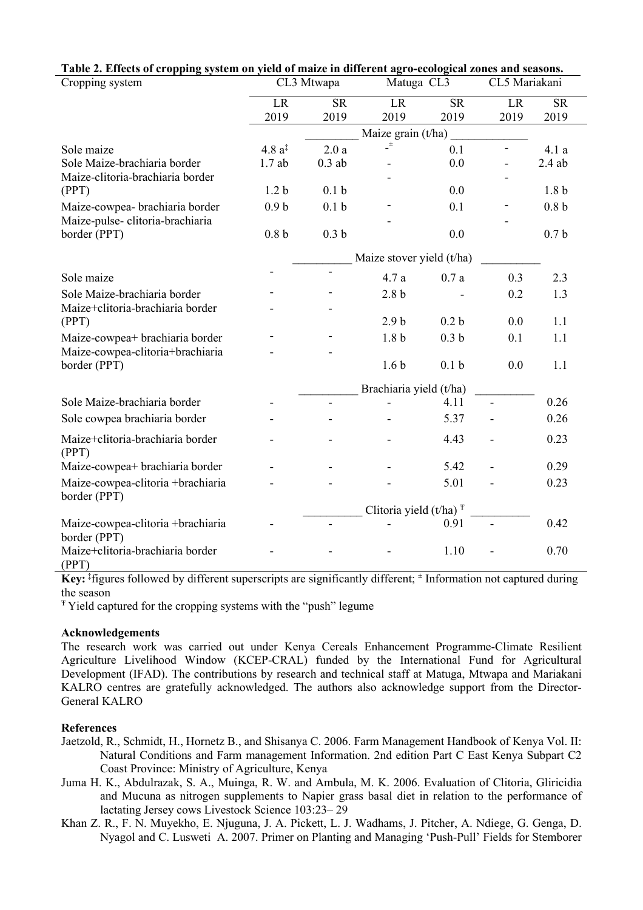**Table 2. Effects of cropping system on yield of maize in different agro-ecological zones and seasons.**

| Cropping system | CL3 Mtwapa | | Matuga CL3 | | CL5 Mariakani | |
|---|---|---|---|---|---|---|
| | LR 2019 | SR 2019 | LR 2019 | SR 2019 | LR 2019 | SR 2019 |
| | Maize grain (t/ha) | | | | | |
| Sole maize | 4.8 a[‡] | 2.0 a | -[±] | 0.1 | - | 4.1 a |
| Sole Maize-brachiaria border | 1.7 ab | 0.3 ab | - | 0.0 | - | 2.4 ab |
| Maize-clitoria-brachiaria border (PPT) | 1.2 b | 0.1 b | - | 0.0 | - | 1.8 b |
| Maize-cowpea- brachiaria border | 0.9 b | 0.1 b | - | 0.1 | - | 0.8 b |
| Maize-pulse- clitoria-brachiaria border (PPT) | 0.8 b | 0.3 b | - | 0.0 | - | 0.7 b |
| | Maize stover yield (t/ha) | | | | | |
| Sole maize | - | - | 4.7 a | 0.7 a | 0.3 | 2.3 |
| Sole Maize-brachiaria border | - | - | 2.8 b | - | 0.2 | 1.3 |
| Maize+clitoria-brachiaria border (PPT) | - | - | 2.9 b | 0.2 b | 0.0 | 1.1 |
| Maize-cowpea+ brachiaria border | - | - | 1.8 b | 0.3 b | 0.1 | 1.1 |
| Maize-cowpea-clitoria+brachiaria border (PPT) | - | - | 1.6 b | 0.1 b | 0.0 | 1.1 |
| | Brachiaria yield (t/ha) | | | | | |
| Sole Maize-brachiaria border | - | - | - | 4.11 | - | 0.26 |
| Sole cowpea brachiaria border | - | - | - | 5.37 | - | 0.26 |
| Maize+clitoria-brachiaria border (PPT) | - | - | - | 4.43 | - | 0.23 |
| Maize-cowpea+ brachiaria border | - | - | - | 5.42 | - | 0.29 |
| Maize-cowpea-clitoria +brachiaria border (PPT) | - | - | - | 5.01 | - | 0.23 |
| | Clitoria yield (t/ha) [Ŧ] | | | | | |
| Maize-cowpea-clitoria +brachiaria border (PPT) | - | - | - | 0.91 | - | 0.42 |
| Maize+clitoria-brachiaria border (PPT) | - | - | - | 1.10 | - | 0.70 |

**Key:** [‡]figures followed by different superscripts are significantly different; [±] Information not captured during the season

[Ŧ] Yield captured for the cropping systems with the "push" legume

**Acknowledgements**

The research work was carried out under Kenya Cereals Enhancement Programme-Climate Resilient Agriculture Livelihood Window (KCEP-CRAL) funded by the International Fund for Agricultural Development (IFAD). The contributions by research and technical staff at Matuga, Mtwapa and Mariakani KALRO centres are gratefully acknowledged. The authors also acknowledge support from the Director-General KALRO

**References**

Jaetzold, R., Schmidt, H., Hornetz B., and Shisanya C. 2006. Farm Management Handbook of Kenya Vol. II: Natural Conditions and Farm management Information. 2nd edition Part C East Kenya Subpart C2 Coast Province: Ministry of Agriculture, Kenya

Juma H. K., Abdulrazak, S. A., Muinga, R. W. and Ambula, M. K. 2006. Evaluation of Clitoria, Gliricidia and Mucuna as nitrogen supplements to Napier grass basal diet in relation to the performance of lactating Jersey cows Livestock Science 103:23– 29

Khan Z. R., F. N. Muyekho, E. Njuguna, J. A. Pickett, L. J. Wadhams, J. Pitcher, A. Ndiege, G. Genga, D. Nyagol and C. Lusweti A. 2007. Primer on Planting and Managing 'Push-Pull' Fields for Stemborer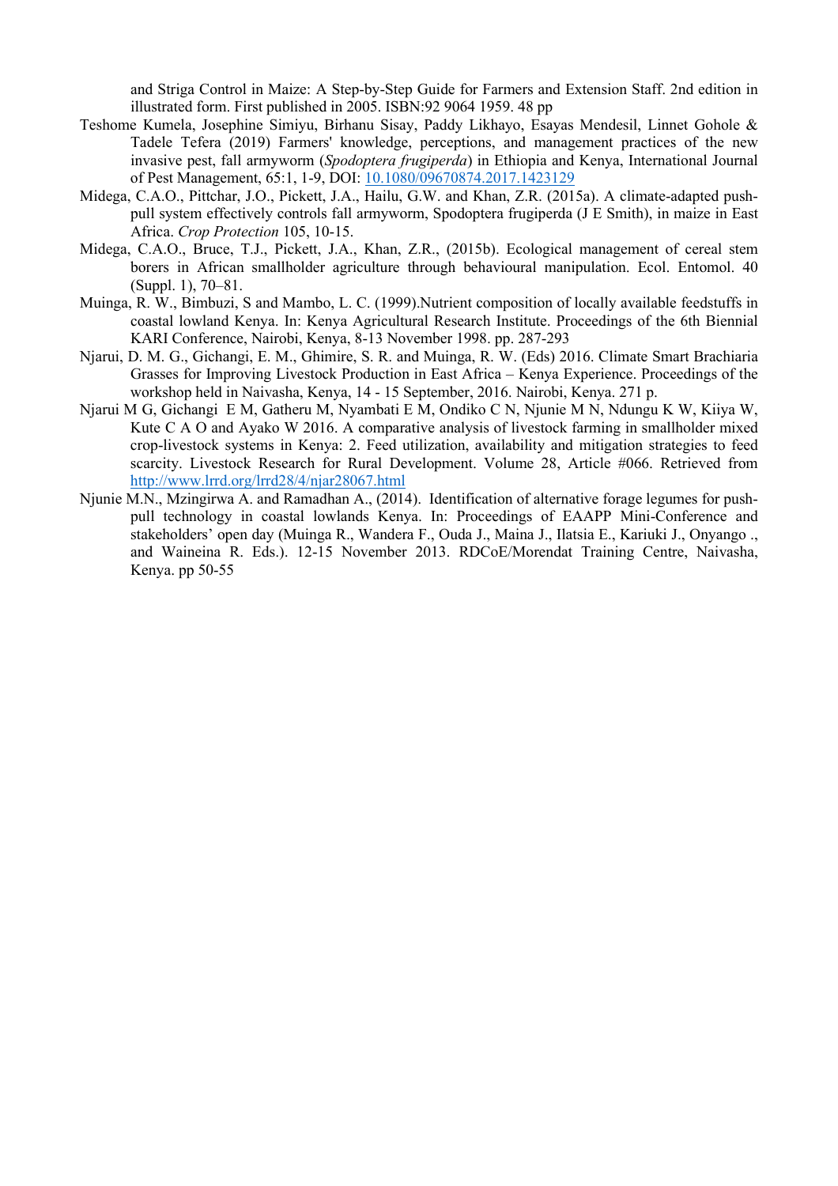and Striga Control in Maize: A Step-by-Step Guide for Farmers and Extension Staff. 2nd edition in illustrated form. First published in 2005. ISBN:92 9064 1959. 48 pp

Teshome Kumela, Josephine Simiyu, Birhanu Sisay, Paddy Likhayo, Esayas Mendesil, Linnet Gohole & Tadele Tefera (2019) Farmers' knowledge, perceptions, and management practices of the new invasive pest, fall armyworm (*Spodoptera frugiperda*) in Ethiopia and Kenya, International Journal of Pest Management, 65:1, 1-9, DOI: [10.1080/09670874.2017.1423129](https://doi.org/10.1080/09670874.2017.1423129)

Midega, C.A.O., Pittchar, J.O., Pickett, J.A., Hailu, G.W. and Khan, Z.R. (2015a). A climate-adapted push-pull system effectively controls fall armyworm, Spodoptera frugiperda (J E Smith), in maize in East Africa. *Crop Protection* 105, 10-15.

Midega, C.A.O., Bruce, T.J., Pickett, J.A., Khan, Z.R., (2015b). Ecological management of cereal stem borers in African smallholder agriculture through behavioural manipulation. Ecol. Entomol. 40 (Suppl. 1), 70–81.

Muinga, R. W., Bimbuzi, S and Mambo, L. C. (1999).Nutrient composition of locally available feedstuffs in coastal lowland Kenya. In: Kenya Agricultural Research Institute. Proceedings of the 6th Biennial KARI Conference, Nairobi, Kenya, 8-13 November 1998. pp. 287-293

Njarui, D. M. G., Gichangi, E. M., Ghimire, S. R. and Muinga, R. W. (Eds) 2016. Climate Smart Brachiaria Grasses for Improving Livestock Production in East Africa – Kenya Experience. Proceedings of the workshop held in Naivasha, Kenya, 14 - 15 September, 2016. Nairobi, Kenya. 271 p.

Njarui M G, Gichangi E M, Gatheru M, Nyambati E M, Ondiko C N, Njunie M N, Ndungu K W, Kiiya W, Kute C A O and Ayako W 2016. A comparative analysis of livestock farming in smallholder mixed crop-livestock systems in Kenya: 2. Feed utilization, availability and mitigation strategies to feed scarcity. Livestock Research for Rural Development. Volume 28, Article #066. Retrieved from [http://www.lrrd.org/lrrd28/4/njar28067.html](http://www.lrrd.org/lrrd28/4/njar28067.html)

Njunie M.N., Mzingirwa A. and Ramadhan A., (2014). Identification of alternative forage legumes for push-pull technology in coastal lowlands Kenya. In: Proceedings of EAAPP Mini-Conference and stakeholders' open day (Muinga R., Wandera F., Ouda J., Maina J., Ilatsia E., Kariuki J., Onyango ., and Waineina R. Eds.). 12-15 November 2013. RDCoE/Morendat Training Centre, Naivasha, Kenya. pp 50-55